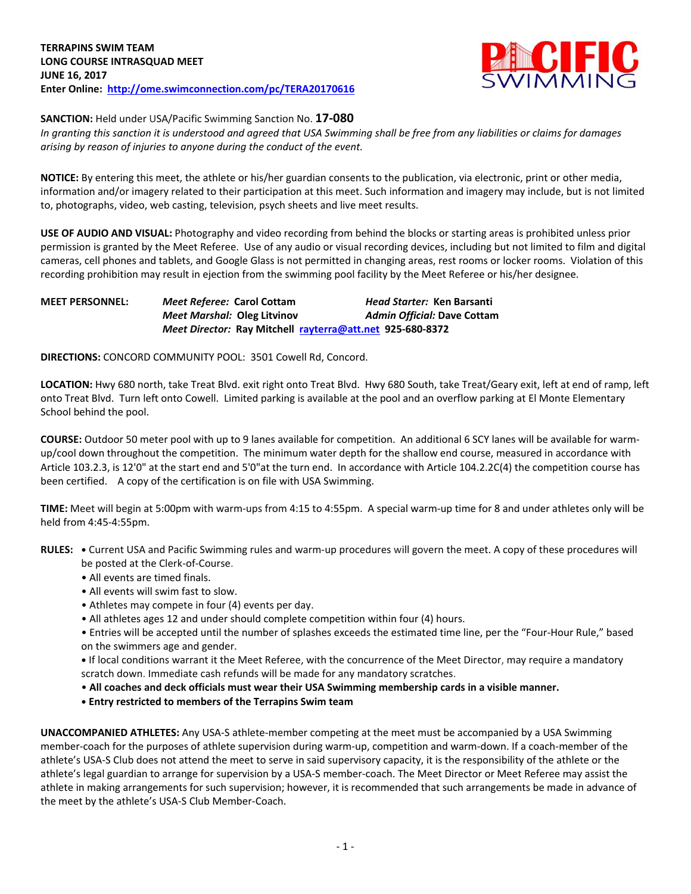**TERRAPINS SWIM TEAM**
**LONG COURSE INTRASQUAD MEET**
**JUNE 16, 2017**
**Enter Online: http://ome.swimconnection.com/pc/TERA20170616**

**SANCTION:** Held under USA/Pacific Swimming Sanction No. **17-080**
*In granting this sanction it is understood and agreed that USA Swimming shall be free from any liabilities or claims for damages arising by reason of injuries to anyone during the conduct of the event.*

**NOTICE:** By entering this meet, the athlete or his/her guardian consents to the publication, via electronic, print or other media, information and/or imagery related to their participation at this meet. Such information and imagery may include, but is not limited to, photographs, video, web casting, television, psych sheets and live meet results.

**USE OF AUDIO AND VISUAL:** Photography and video recording from behind the blocks or starting areas is prohibited unless prior permission is granted by the Meet Referee. Use of any audio or visual recording devices, including but not limited to film and digital cameras, cell phones and tablets, and Google Glass is not permitted in changing areas, rest rooms or locker rooms. Violation of this recording prohibition may result in ejection from the swimming pool facility by the Meet Referee or his/her designee.

**MEET PERSONNEL:**
*Meet Referee:* **Carol Cottam** — *Head Starter:* **Ken Barsanti**
*Meet Marshal:* **Oleg Litvinov** — *Admin Official:* **Dave Cottam**
*Meet Director:* **Ray Mitchell rayterra@att.net 925-680-8372**

**DIRECTIONS:** CONCORD COMMUNITY POOL: 3501 Cowell Rd, Concord.

**LOCATION:** Hwy 680 north, take Treat Blvd. exit right onto Treat Blvd. Hwy 680 South, take Treat/Geary exit, left at end of ramp, left onto Treat Blvd. Turn left onto Cowell. Limited parking is available at the pool and an overflow parking at El Monte Elementary School behind the pool.

**COURSE:** Outdoor 50 meter pool with up to 9 lanes available for competition. An additional 6 SCY lanes will be available for warm-up/cool down throughout the competition. The minimum water depth for the shallow end course, measured in accordance with Article 103.2.3, is 12'0" at the start end and 5'0"at the turn end. In accordance with Article 104.2.2C(4) the competition course has been certified. A copy of the certification is on file with USA Swimming.

**TIME:** Meet will begin at 5:00pm with warm-ups from 4:15 to 4:55pm. A special warm-up time for 8 and under athletes only will be held from 4:45-4:55pm.

**RULES:**
- Current USA and Pacific Swimming rules and warm-up procedures will govern the meet. A copy of these procedures will be posted at the Clerk-of-Course.
- All events are timed finals.
- All events will swim fast to slow.
- Athletes may compete in four (4) events per day.
- All athletes ages 12 and under should complete competition within four (4) hours.
- Entries will be accepted until the number of splashes exceeds the estimated time line, per the "Four-Hour Rule," based on the swimmers age and gender.
- If local conditions warrant it the Meet Referee, with the concurrence of the Meet Director, may require a mandatory scratch down. Immediate cash refunds will be made for any mandatory scratches.
- **All coaches and deck officials must wear their USA Swimming membership cards in a visible manner.**
- **Entry restricted to members of the Terrapins Swim team**

**UNACCOMPANIED ATHLETES:** Any USA-S athlete-member competing at the meet must be accompanied by a USA Swimming member-coach for the purposes of athlete supervision during warm-up, competition and warm-down. If a coach-member of the athlete's USA-S Club does not attend the meet to serve in said supervisory capacity, it is the responsibility of the athlete or the athlete's legal guardian to arrange for supervision by a USA-S member-coach. The Meet Director or Meet Referee may assist the athlete in making arrangements for such supervision; however, it is recommended that such arrangements be made in advance of the meet by the athlete's USA-S Club Member-Coach.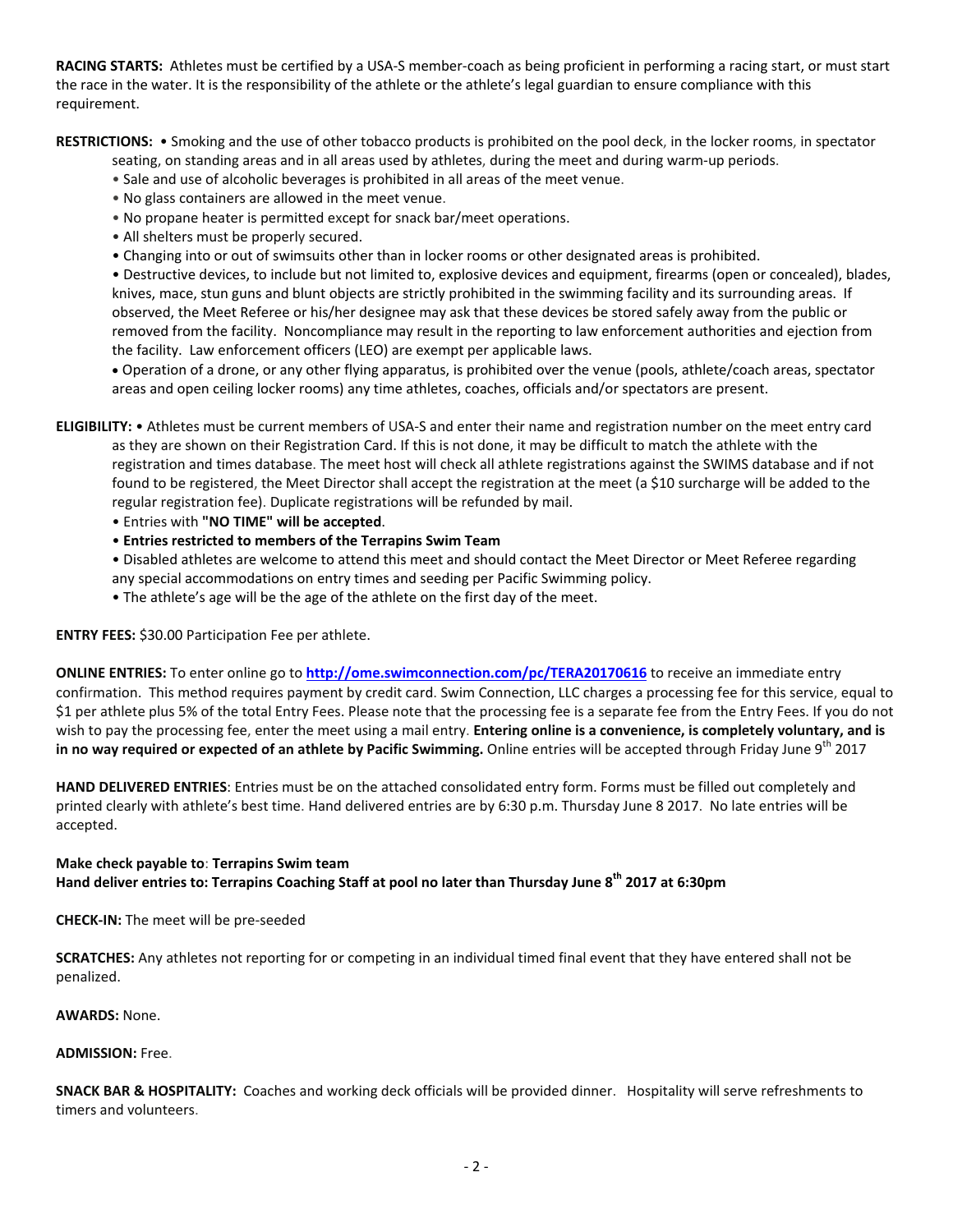**RACING STARTS:** Athletes must be certified by a USA-S member-coach as being proficient in performing a racing start, or must start the race in the water. It is the responsibility of the athlete or the athlete's legal guardian to ensure compliance with this requirement.

**RESTRICTIONS:** • Smoking and the use of other tobacco products is prohibited on the pool deck, in the locker rooms, in spectator seating, on standing areas and in all areas used by athletes, during the meet and during warm-up periods.

- Sale and use of alcoholic beverages is prohibited in all areas of the meet venue.
- No glass containers are allowed in the meet venue.
- No propane heater is permitted except for snack bar/meet operations.
- All shelters must be properly secured.
- Changing into or out of swimsuits other than in locker rooms or other designated areas is prohibited.
- Destructive devices, to include but not limited to, explosive devices and equipment, firearms (open or concealed), blades, knives, mace, stun guns and blunt objects are strictly prohibited in the swimming facility and its surrounding areas. If observed, the Meet Referee or his/her designee may ask that these devices be stored safely away from the public or removed from the facility. Noncompliance may result in the reporting to law enforcement authorities and ejection from the facility. Law enforcement officers (LEO) are exempt per applicable laws.
- Operation of a drone, or any other flying apparatus, is prohibited over the venue (pools, athlete/coach areas, spectator areas and open ceiling locker rooms) any time athletes, coaches, officials and/or spectators are present.

**ELIGIBILITY:** • Athletes must be current members of USA-S and enter their name and registration number on the meet entry card as they are shown on their Registration Card. If this is not done, it may be difficult to match the athlete with the registration and times database. The meet host will check all athlete registrations against the SWIMS database and if not found to be registered, the Meet Director shall accept the registration at the meet (a $10 surcharge will be added to the regular registration fee). Duplicate registrations will be refunded by mail.

- Entries with **"NO TIME" will be accepted**.
- **Entries restricted to members of the Terrapins Swim Team**
- Disabled athletes are welcome to attend this meet and should contact the Meet Director or Meet Referee regarding any special accommodations on entry times and seeding per Pacific Swimming policy.
- The athlete's age will be the age of the athlete on the first day of the meet.

**ENTRY FEES:** $30.00 Participation Fee per athlete.

**ONLINE ENTRIES:** To enter online go to **http://ome.swimconnection.com/pc/TERA20170616** to receive an immediate entry confirmation. This method requires payment by credit card. Swim Connection, LLC charges a processing fee for this service, equal to $1 per athlete plus 5% of the total Entry Fees. Please note that the processing fee is a separate fee from the Entry Fees. If you do not wish to pay the processing fee, enter the meet using a mail entry. **Entering online is a convenience, is completely voluntary, and is in no way required or expected of an athlete by Pacific Swimming.** Online entries will be accepted through Friday June 9th 2017

**HAND DELIVERED ENTRIES**: Entries must be on the attached consolidated entry form. Forms must be filled out completely and printed clearly with athlete's best time. Hand delivered entries are by 6:30 p.m. Thursday June 8 2017. No late entries will be accepted.

**Make check payable to**: **Terrapins Swim team**
**Hand deliver entries to: Terrapins Coaching Staff at pool no later than Thursday June 8th 2017 at 6:30pm**

**CHECK-IN:** The meet will be pre-seeded

**SCRATCHES:** Any athletes not reporting for or competing in an individual timed final event that they have entered shall not be penalized.

**AWARDS:** None.

**ADMISSION:** Free.

**SNACK BAR & HOSPITALITY:** Coaches and working deck officials will be provided dinner. Hospitality will serve refreshments to timers and volunteers.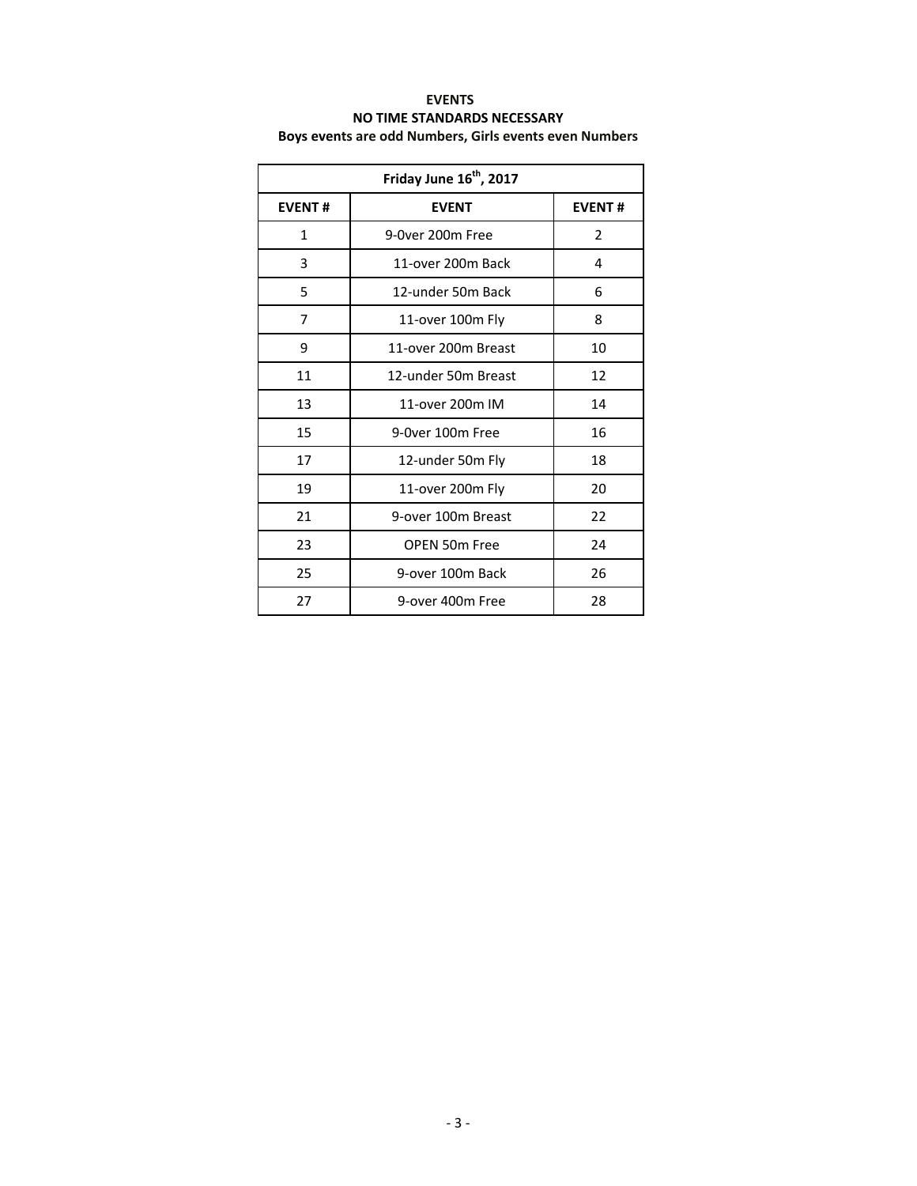**EVENTS**
**NO TIME STANDARDS NECESSARY**
**Boys events are odd Numbers, Girls events even Numbers**

| Friday June 16th, 2017 | | |
|---|---|---|
| **EVENT #** | **EVENT** | **EVENT #** |
| 1 | 9-0ver 200m Free | 2 |
| 3 | 11-over 200m Back | 4 |
| 5 | 12-under 50m Back | 6 |
| 7 | 11-over 100m Fly | 8 |
| 9 | 11-over 200m Breast | 10 |
| 11 | 12-under 50m Breast | 12 |
| 13 | 11-over 200m IM | 14 |
| 15 | 9-0ver 100m Free | 16 |
| 17 | 12-under 50m Fly | 18 |
| 19 | 11-over 200m Fly | 20 |
| 21 | 9-over 100m Breast | 22 |
| 23 | OPEN 50m Free | 24 |
| 25 | 9-over 100m Back | 26 |
| 27 | 9-over 400m Free | 28 |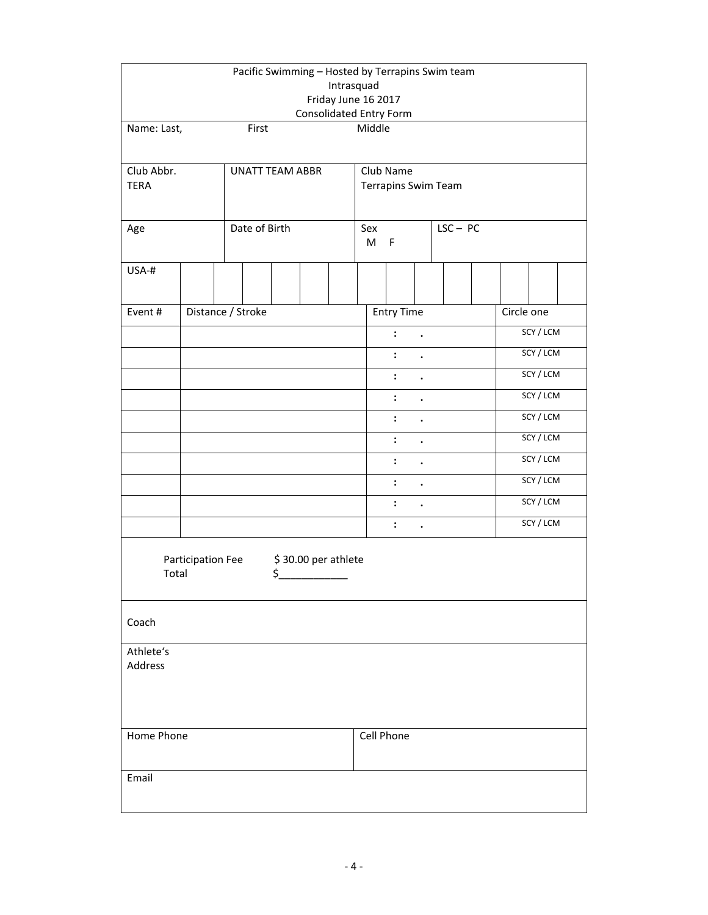Pacific Swimming – Hosted by Terrapins Swim team
Intrasquad
Friday June 16 2017
Consolidated Entry Form

| Name: Last, | First | Middle |
|---|---|---|
| | | |

| Club Abbr. | UNATT TEAM ABBR | Club Name |
|---|---|---|
| TERA | | Terrapins Swim Team |

| Age | Date of Birth | Sex | LSC – PC |
|---|---|---|---|
| | | M F | |

| USA-# | | | | | | | | | | | | | | |
|---|---|---|---|---|---|---|---|---|---|---|---|---|---|---|
| | | | | | | | | | | | | | | |

| Event # | Distance / Stroke | Entry Time | Circle one |
|---|---|---|---|
| | | : . | SCY / LCM |
| | | : . | SCY / LCM |
| | | : . | SCY / LCM |
| | | : . | SCY / LCM |
| | | : . | SCY / LCM |
| | | : . | SCY / LCM |
| | | : . | SCY / LCM |
| | | : . | SCY / LCM |
| | | : . | SCY / LCM |
| | | : . | SCY / LCM |

Participation Fee $ 30.00 per athlete
Total $____________

Coach

Athlete's Address

| Home Phone | Cell Phone |
|---|---|
| | |

Email